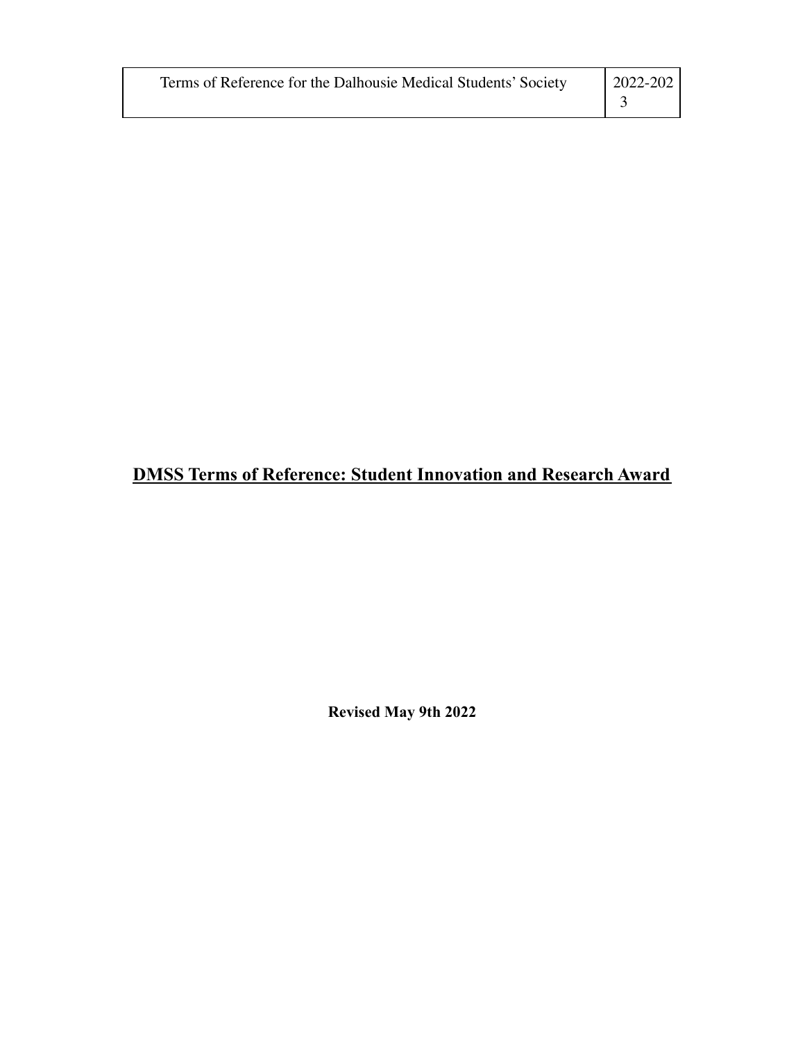# DMSS Terms of Reference: Student Innovation and Research Award

**Revised May 9th 2022**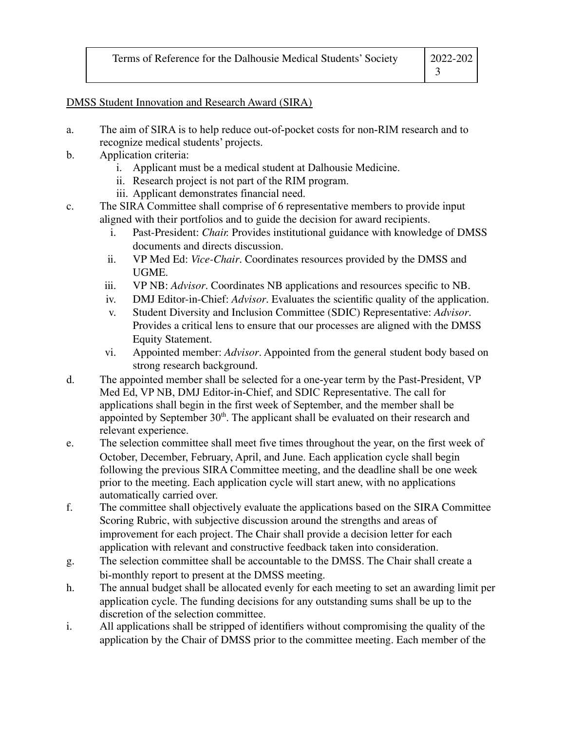DMSS Student Innovation and Research Award (SIRA)

a. The aim of SIRA is to help reduce out-of-pocket costs for non-RIM research and to recognize medical students' projects.

b. Application criteria:
   i. Applicant must be a medical student at Dalhousie Medicine.
   ii. Research project is not part of the RIM program.
   iii. Applicant demonstrates financial need.

c. The SIRA Committee shall comprise of 6 representative members to provide input aligned with their portfolios and to guide the decision for award recipients.
   i. Past-President: *Chair.* Provides institutional guidance with knowledge of DMSS documents and directs discussion.
   ii. VP Med Ed: *Vice-Chair*. Coordinates resources provided by the DMSS and UGME.
   iii. VP NB: *Advisor*. Coordinates NB applications and resources specific to NB.
   iv. DMJ Editor-in-Chief: *Advisor*. Evaluates the scientific quality of the application.
   v. Student Diversity and Inclusion Committee (SDIC) Representative: *Advisor*. Provides a critical lens to ensure that our processes are aligned with the DMSS Equity Statement.
   vi. Appointed member: *Advisor*. Appointed from the general student body based on strong research background.

d. The appointed member shall be selected for a one-year term by the Past-President, VP Med Ed, VP NB, DMJ Editor-in-Chief, and SDIC Representative. The call for applications shall begin in the first week of September, and the member shall be appointed by September 30th. The applicant shall be evaluated on their research and relevant experience.

e. The selection committee shall meet five times throughout the year, on the first week of October, December, February, April, and June. Each application cycle shall begin following the previous SIRA Committee meeting, and the deadline shall be one week prior to the meeting. Each application cycle will start anew, with no applications automatically carried over.

f. The committee shall objectively evaluate the applications based on the SIRA Committee Scoring Rubric, with subjective discussion around the strengths and areas of improvement for each project. The Chair shall provide a decision letter for each application with relevant and constructive feedback taken into consideration.

g. The selection committee shall be accountable to the DMSS. The Chair shall create a bi-monthly report to present at the DMSS meeting.

h. The annual budget shall be allocated evenly for each meeting to set an awarding limit per application cycle. The funding decisions for any outstanding sums shall be up to the discretion of the selection committee.

i. All applications shall be stripped of identifiers without compromising the quality of the application by the Chair of DMSS prior to the committee meeting. Each member of the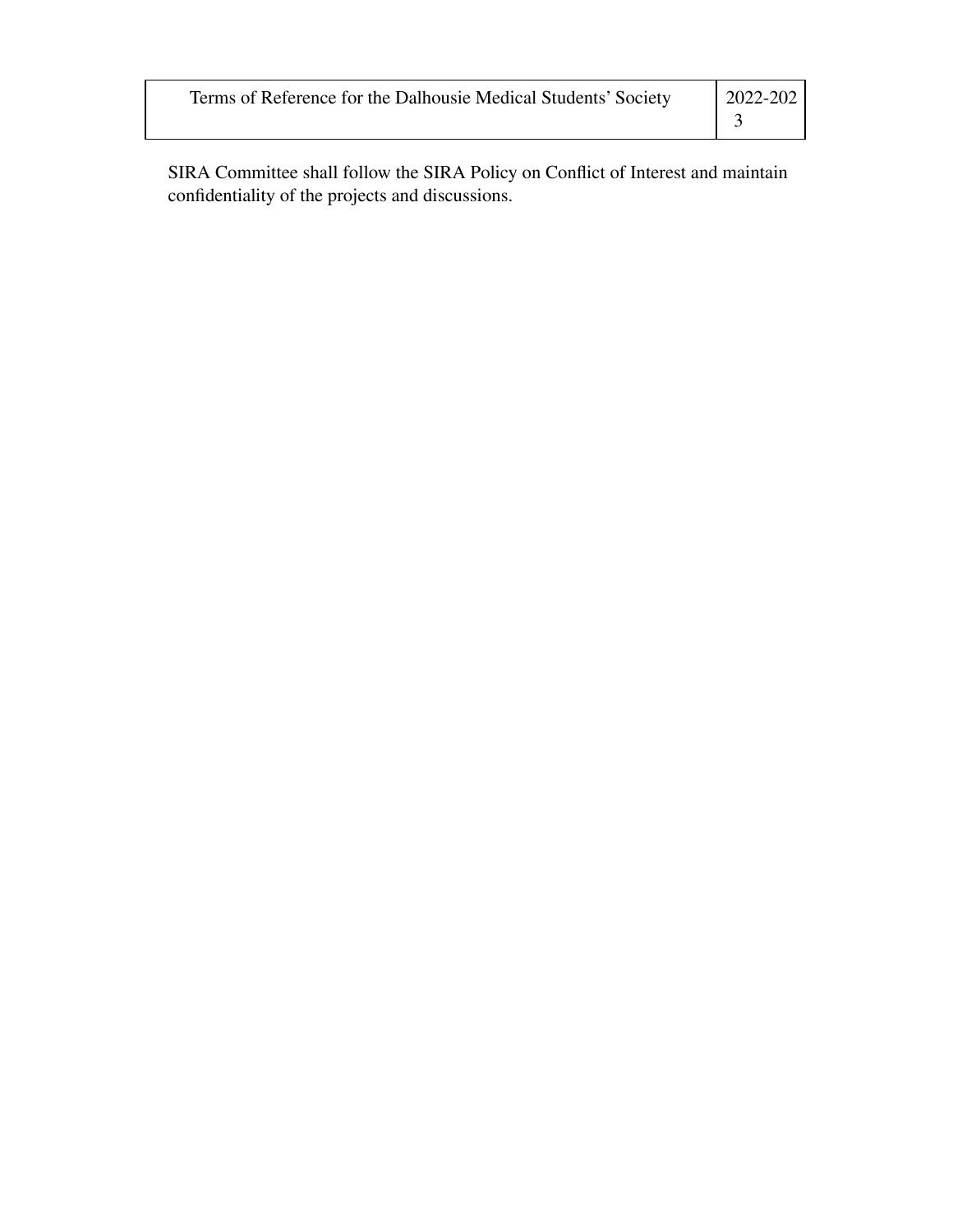SIRA Committee shall follow the SIRA Policy on Conflict of Interest and maintain confidentiality of the projects and discussions.